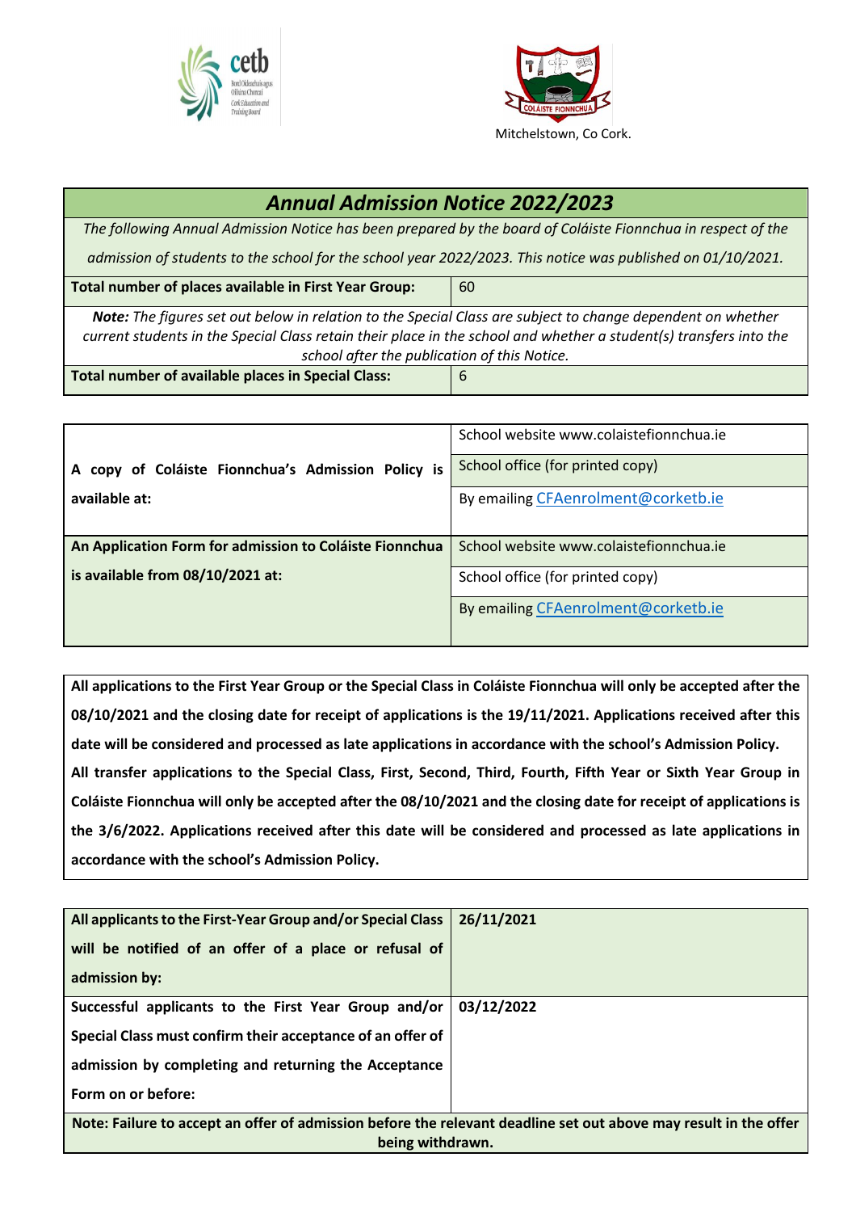Mitchelstown, Co Cork.

# *Annual Admission Notice 2022/2023*

*The following Annual Admission Notice has been prepared by the board of Coláiste Fionnchua in respect of the admission of students to the school for the school year 2022/2023. This notice was published on 01/10/2021.*

| **Total number of places available in First Year Group:** | 60 |
|---|---|

***Note:*** *The figures set out below in relation to the Special Class are subject to change dependent on whether current students in the Special Class retain their place in the school and whether a student(s) transfers into the school after the publication of this Notice.*

| **Total number of available places in Special Class:** | 6 |
|---|---|

| | |
|---|---|
| **A copy of Coláiste Fionnchua's Admission Policy is available at:** | School website www.colaistefionnchua.ie |
| | School office (for printed copy) |
| | By emailing CFAenrolment@corketb.ie |
| **An Application Form for admission to Coláiste Fionnchua is available from 08/10/2021 at:** | School website www.colaistefionnchua.ie |
| | School office (for printed copy) |
| | By emailing CFAenrolment@corketb.ie |

**All applications to the First Year Group or the Special Class in Coláiste Fionnchua will only be accepted after the 08/10/2021 and the closing date for receipt of applications is the 19/11/2021. Applications received after this date will be considered and processed as late applications in accordance with the school's Admission Policy.**
**All transfer applications to the Special Class, First, Second, Third, Fourth, Fifth Year or Sixth Year Group in Coláiste Fionnchua will only be accepted after the 08/10/2021 and the closing date for receipt of applications is the 3/6/2022. Applications received after this date will be considered and processed as late applications in accordance with the school's Admission Policy.**

| | |
|---|---|
| **All applicants to the First-Year Group and/or Special Class will be notified of an offer of a place or refusal of admission by:** | **26/11/2021** |
| **Successful applicants to the First Year Group and/or Special Class must confirm their acceptance of an offer of admission by completing and returning the Acceptance Form on or before:** | **03/12/2022** |

**Note: Failure to accept an offer of admission before the relevant deadline set out above may result in the offer being withdrawn.**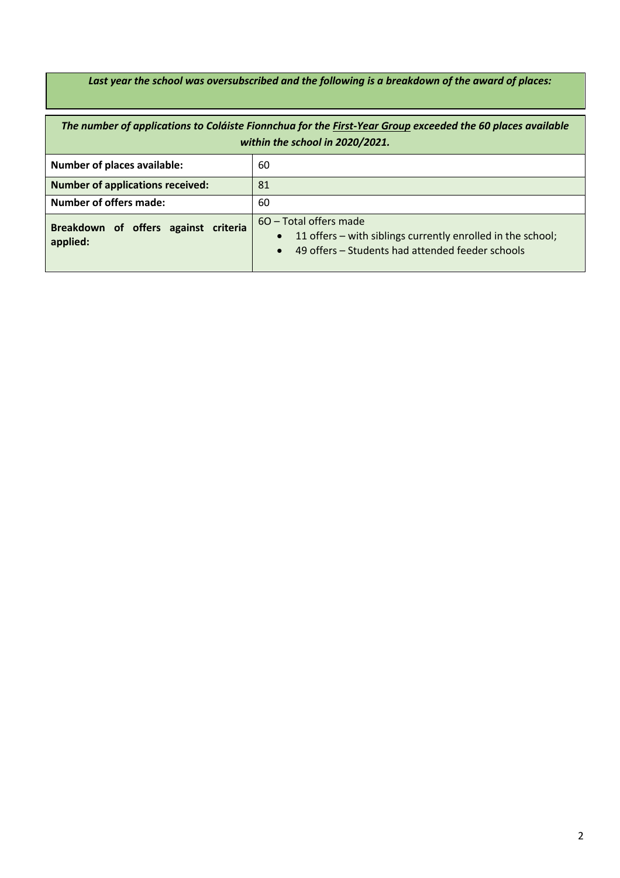***Last year the school was oversubscribed and the following is a breakdown of the award of places:***

| *The number of applications to Coláiste Fionnchua for the First-Year Group exceeded the 60 places available within the school in 2020/2021.* | |
|---|---|
| **Number of places available:** | 60 |
| **Number of applications received:** | 81 |
| **Number of offers made:** | 60 |
| **Breakdown of offers against criteria applied:** | 6O – Total offers made<br>• 11 offers – with siblings currently enrolled in the school;<br>• 49 offers – Students had attended feeder schools |